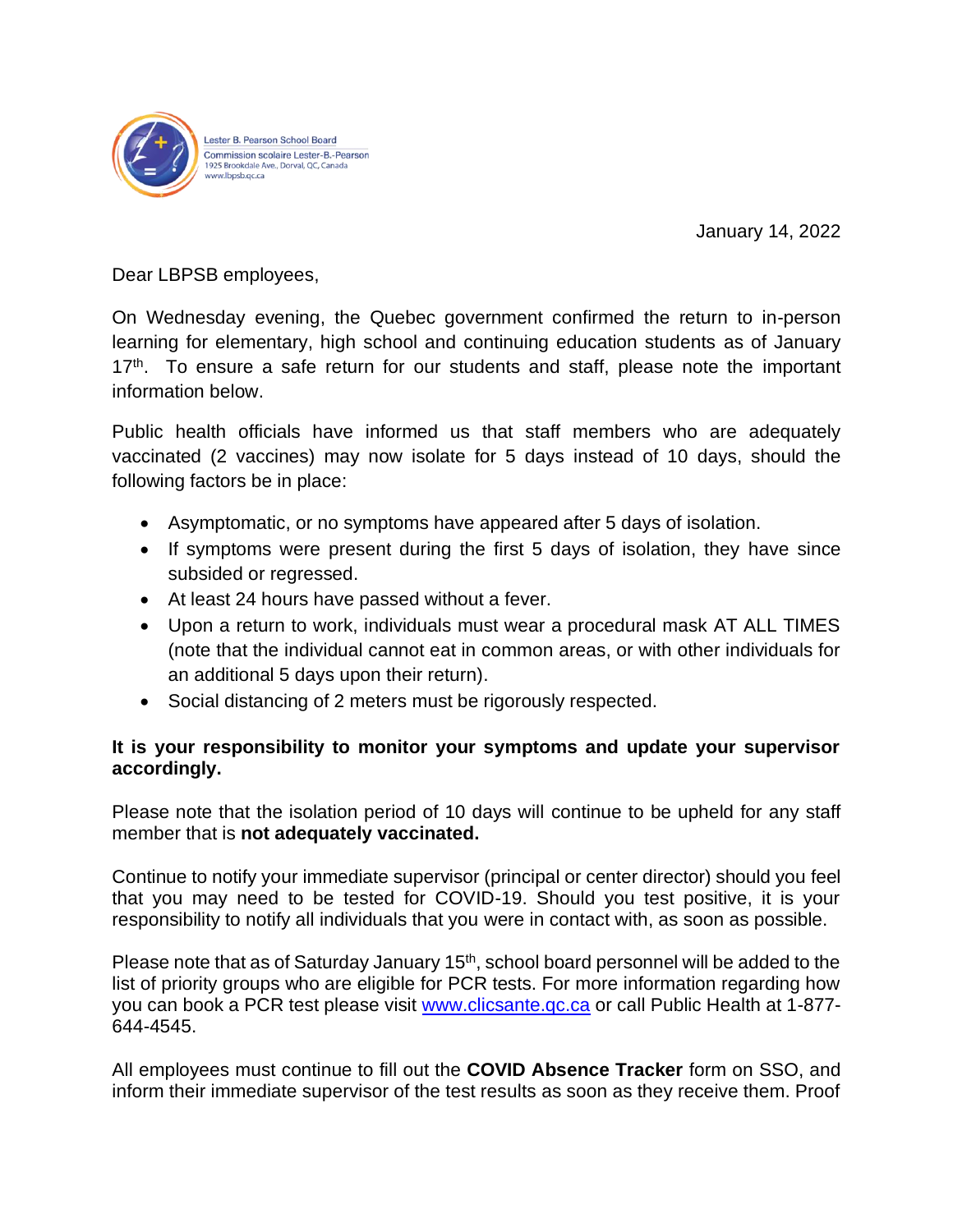Lester B. Pearson School Board
Commission scolaire Lester-B.-Pearson
1925 Brookdale Ave., Dorval, QC, Canada
www.lbpsb.qc.ca

January 14, 2022

Dear LBPSB employees,

On Wednesday evening, the Quebec government confirmed the return to in-person learning for elementary, high school and continuing education students as of January 17th. To ensure a safe return for our students and staff, please note the important information below.

Public health officials have informed us that staff members who are adequately vaccinated (2 vaccines) may now isolate for 5 days instead of 10 days, should the following factors be in place:

- Asymptomatic, or no symptoms have appeared after 5 days of isolation.
- If symptoms were present during the first 5 days of isolation, they have since subsided or regressed.
- At least 24 hours have passed without a fever.
- Upon a return to work, individuals must wear a procedural mask AT ALL TIMES (note that the individual cannot eat in common areas, or with other individuals for an additional 5 days upon their return).
- Social distancing of 2 meters must be rigorously respected.

**It is your responsibility to monitor your symptoms and update your supervisor accordingly.**

Please note that the isolation period of 10 days will continue to be upheld for any staff member that is **not adequately vaccinated.**

Continue to notify your immediate supervisor (principal or center director) should you feel that you may need to be tested for COVID-19. Should you test positive, it is your responsibility to notify all individuals that you were in contact with, as soon as possible.

Please note that as of Saturday January 15th, school board personnel will be added to the list of priority groups who are eligible for PCR tests. For more information regarding how you can book a PCR test please visit www.clicsante.qc.ca or call Public Health at 1-877-644-4545.

All employees must continue to fill out the **COVID Absence Tracker** form on SSO, and inform their immediate supervisor of the test results as soon as they receive them. Proof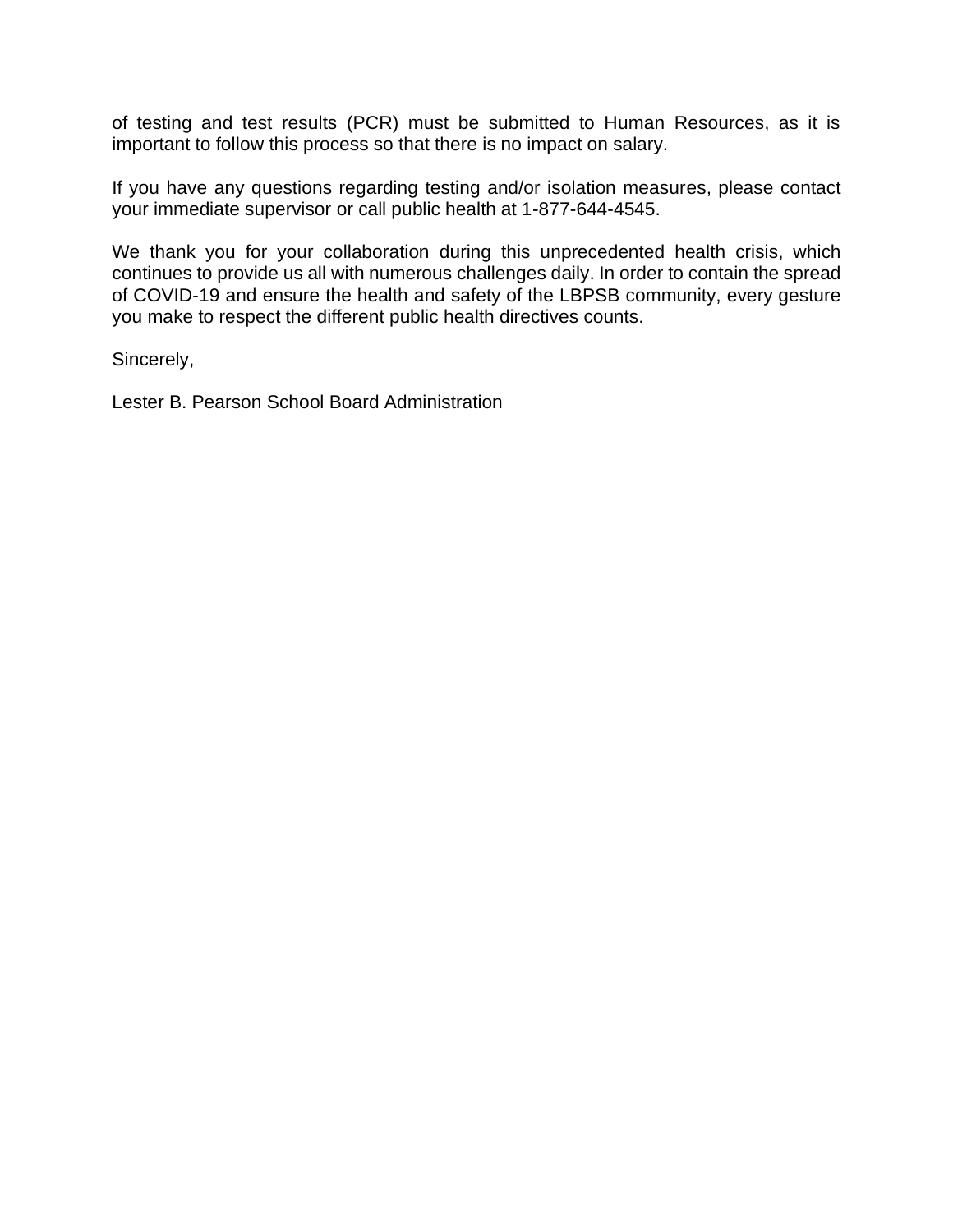of testing and test results (PCR) must be submitted to Human Resources, as it is important to follow this process so that there is no impact on salary.

If you have any questions regarding testing and/or isolation measures, please contact your immediate supervisor or call public health at 1-877-644-4545.

We thank you for your collaboration during this unprecedented health crisis, which continues to provide us all with numerous challenges daily. In order to contain the spread of COVID-19 and ensure the health and safety of the LBPSB community, every gesture you make to respect the different public health directives counts.

Sincerely,

Lester B. Pearson School Board Administration